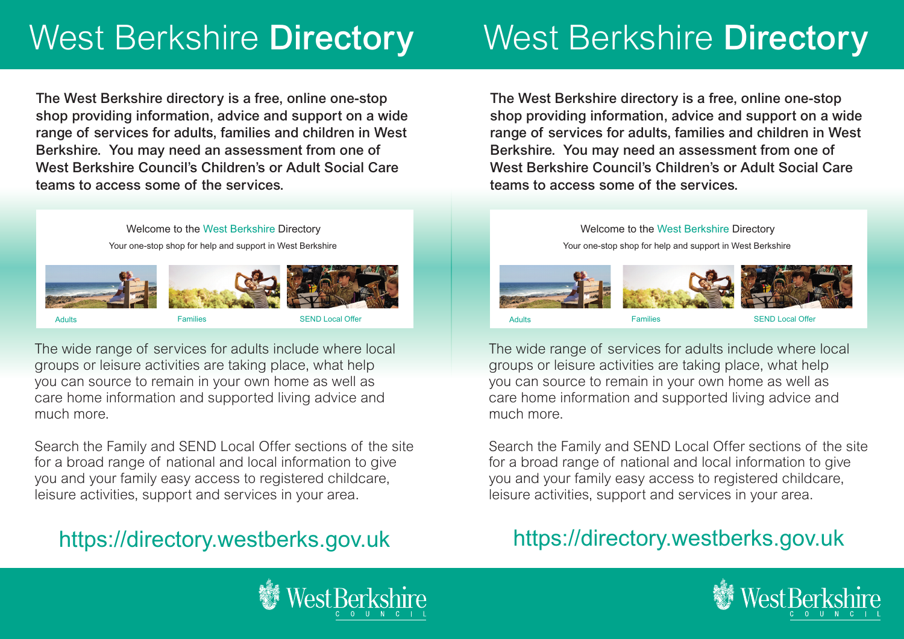# West Berkshire **Directory**

**The West Berkshire directory is a free, online one-stop shop providing information, advice and support on a wide range of services for adults, families and children in West Berkshire. You may need an assessment from one of West Berkshire Council's Children's or Adult Social Care teams to access some of the services.**

Welcome to the West Berkshire Directory

Your one-stop shop for help and support in West Berkshire

Adults | Families | SEND Local Offer

The wide range of services for adults include where local groups or leisure activities are taking place, what help you can source to remain in your own home as well as care home information and supported living advice and much more.

Search the Family and SEND Local Offer sections of the site for a broad range of national and local information to give you and your family easy access to registered childcare, leisure activities, support and services in your area.

https://directory.westberks.gov.uk

West Berkshire COUNCIL

# West Berkshire **Directory**

**The West Berkshire directory is a free, online one-stop shop providing information, advice and support on a wide range of services for adults, families and children in West Berkshire. You may need an assessment from one of West Berkshire Council's Children's or Adult Social Care teams to access some of the services.**

Welcome to the West Berkshire Directory

Your one-stop shop for help and support in West Berkshire

Adults | Families | SEND Local Offer

The wide range of services for adults include where local groups or leisure activities are taking place, what help you can source to remain in your own home as well as care home information and supported living advice and much more.

Search the Family and SEND Local Offer sections of the site for a broad range of national and local information to give you and your family easy access to registered childcare, leisure activities, support and services in your area.

https://directory.westberks.gov.uk

West Berkshire COUNCIL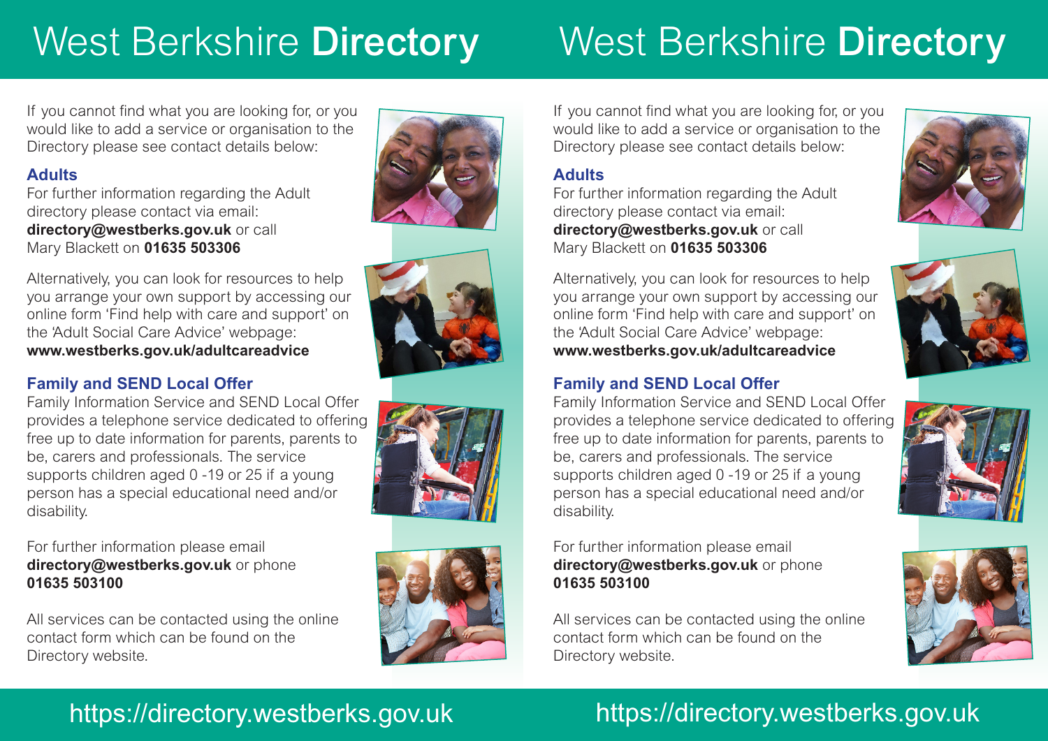# West Berkshire **Directory**

If you cannot find what you are looking for, or you would like to add a service or organisation to the Directory please see contact details below:

## Adults

For further information regarding the Adult directory please contact via email: **directory@westberks.gov.uk** or call Mary Blackett on **01635 503306**

Alternatively, you can look for resources to help you arrange your own support by accessing our online form 'Find help with care and support' on the 'Adult Social Care Advice' webpage: **www.westberks.gov.uk/adultcareadvice**

## Family and SEND Local Offer

Family Information Service and SEND Local Offer provides a telephone service dedicated to offering free up to date information for parents, parents to be, carers and professionals. The service supports children aged 0 -19 or 25 if a young person has a special educational need and/or disability.

For further information please email **directory@westberks.gov.uk** or phone **01635 503100**

All services can be contacted using the online contact form which can be found on the Directory website.

https://directory.westberks.gov.uk

# West Berkshire **Directory**

If you cannot find what you are looking for, or you would like to add a service or organisation to the Directory please see contact details below:

## Adults

For further information regarding the Adult directory please contact via email: **directory@westberks.gov.uk** or call Mary Blackett on **01635 503306**

Alternatively, you can look for resources to help you arrange your own support by accessing our online form 'Find help with care and support' on the 'Adult Social Care Advice' webpage: **www.westberks.gov.uk/adultcareadvice**

## Family and SEND Local Offer

Family Information Service and SEND Local Offer provides a telephone service dedicated to offering free up to date information for parents, parents to be, carers and professionals. The service supports children aged 0 -19 or 25 if a young person has a special educational need and/or disability.

For further information please email **directory@westberks.gov.uk** or phone **01635 503100**

All services can be contacted using the online contact form which can be found on the Directory website.

https://directory.westberks.gov.uk